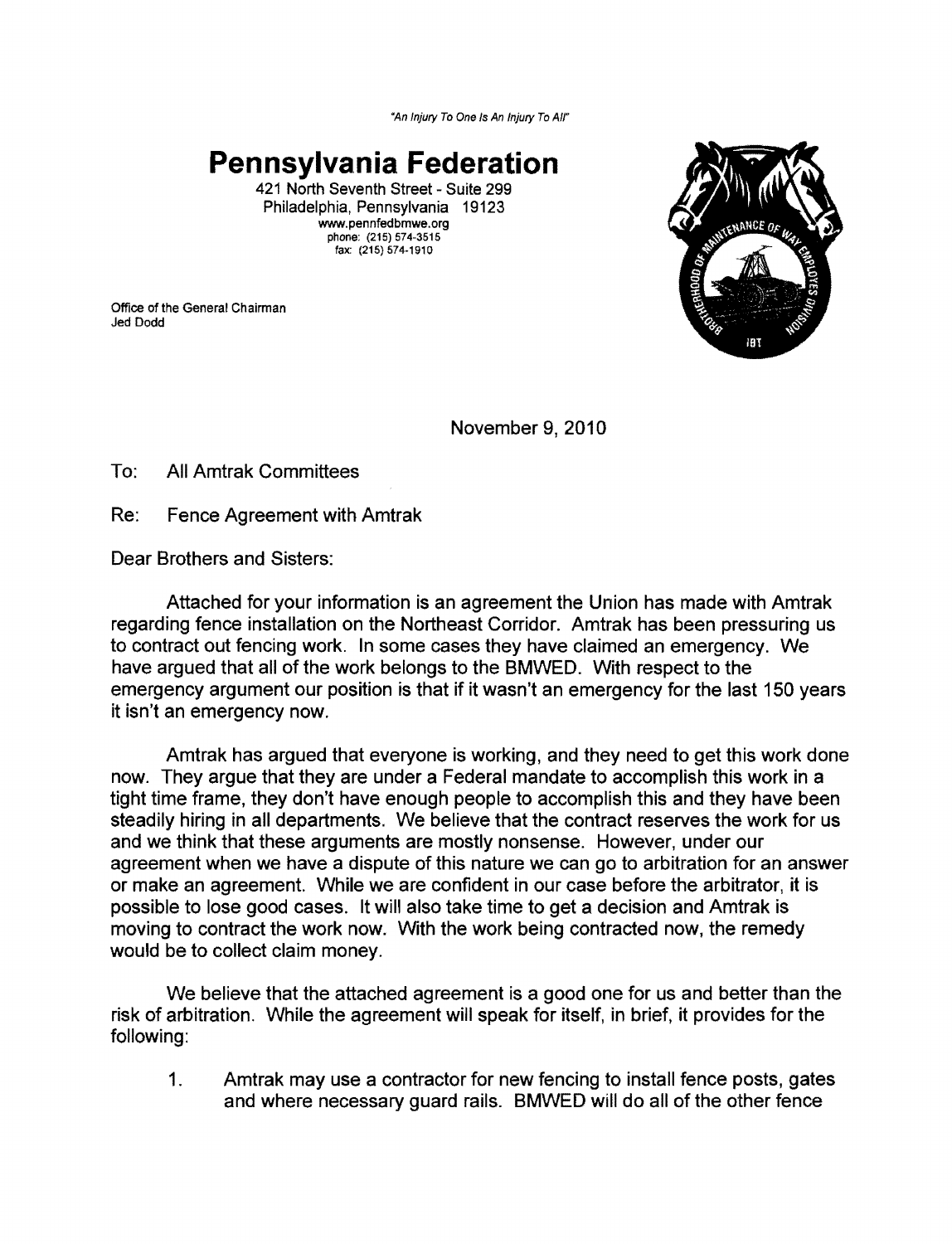*"An Injury To One Is An Injury To All"*

# Pennsylvania Federation

421 North Seventh Street - Suite 299
Philadelphia, Pennsylvania 19123
www.pennfedbmwe.org
phone: (215) 574-3515
fax: (215) 574-1910

Office of the General Chairman
Jed Dodd

November 9, 2010

To: All Amtrak Committees

Re: Fence Agreement with Amtrak

Dear Brothers and Sisters:

Attached for your information is an agreement the Union has made with Amtrak regarding fence installation on the Northeast Corridor. Amtrak has been pressuring us to contract out fencing work. In some cases they have claimed an emergency. We have argued that all of the work belongs to the BMWED. With respect to the emergency argument our position is that if it wasn't an emergency for the last 150 years it isn't an emergency now.

Amtrak has argued that everyone is working, and they need to get this work done now. They argue that they are under a Federal mandate to accomplish this work in a tight time frame, they don't have enough people to accomplish this and they have been steadily hiring in all departments. We believe that the contract reserves the work for us and we think that these arguments are mostly nonsense. However, under our agreement when we have a dispute of this nature we can go to arbitration for an answer or make an agreement. While we are confident in our case before the arbitrator, it is possible to lose good cases. It will also take time to get a decision and Amtrak is moving to contract the work now. With the work being contracted now, the remedy would be to collect claim money.

We believe that the attached agreement is a good one for us and better than the risk of arbitration. While the agreement will speak for itself, in brief, it provides for the following:

1. Amtrak may use a contractor for new fencing to install fence posts, gates and where necessary guard rails. BMWED will do all of the other fence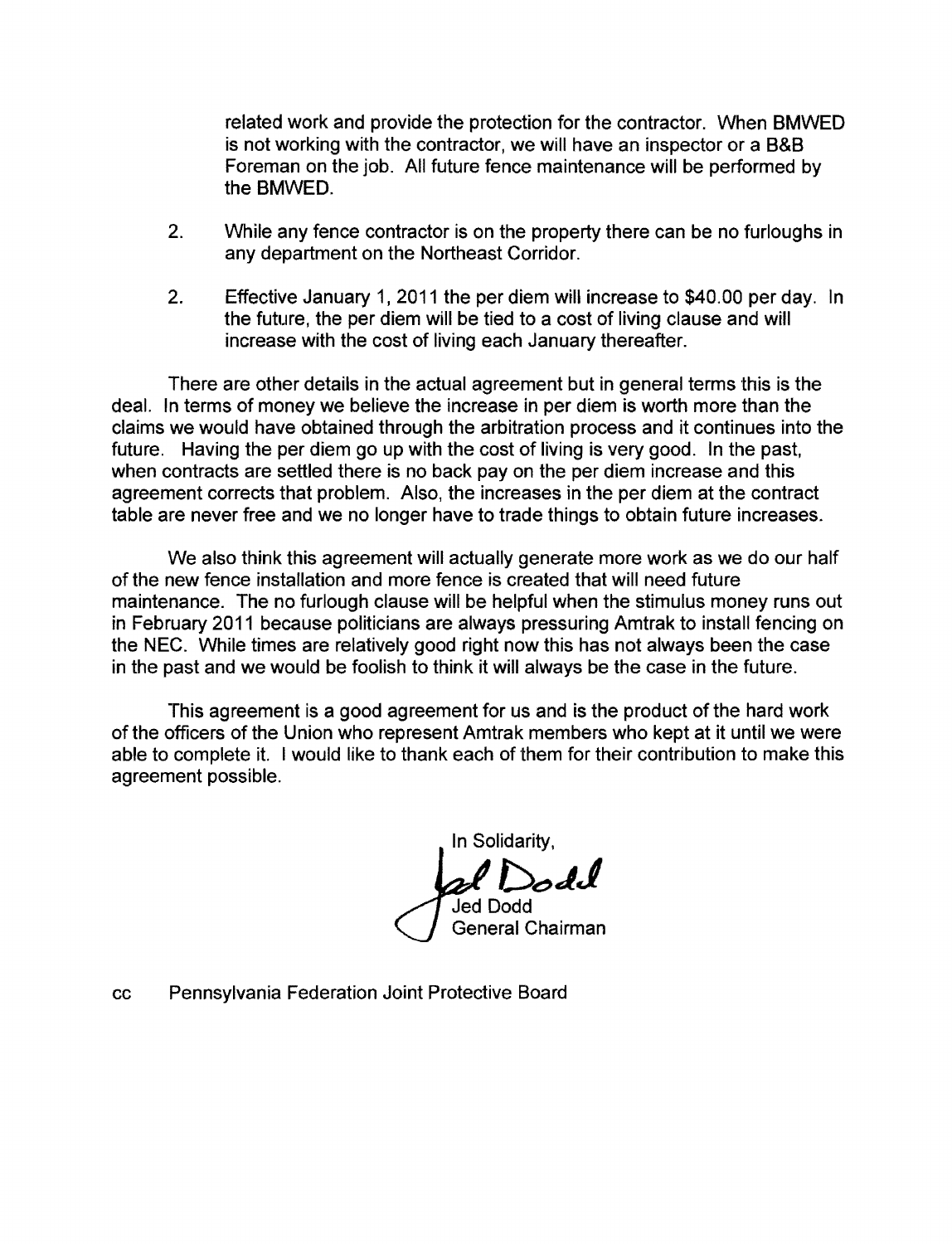related work and provide the protection for the contractor. When BMWED is not working with the contractor, we will have an inspector or a B&B Foreman on the job. All future fence maintenance will be performed by the BMWED.

2. While any fence contractor is on the property there can be no furloughs in any department on the Northeast Corridor.

2. Effective January 1, 2011 the per diem will increase to $40.00 per day. In the future, the per diem will be tied to a cost of living clause and will increase with the cost of living each January thereafter.

There are other details in the actual agreement but in general terms this is the deal. In terms of money we believe the increase in per diem is worth more than the claims we would have obtained through the arbitration process and it continues into the future. Having the per diem go up with the cost of living is very good. In the past, when contracts are settled there is no back pay on the per diem increase and this agreement corrects that problem. Also, the increases in the per diem at the contract table are never free and we no longer have to trade things to obtain future increases.

We also think this agreement will actually generate more work as we do our half of the new fence installation and more fence is created that will need future maintenance. The no furlough clause will be helpful when the stimulus money runs out in February 2011 because politicians are always pressuring Amtrak to install fencing on the NEC. While times are relatively good right now this has not always been the case in the past and we would be foolish to think it will always be the case in the future.

This agreement is a good agreement for us and is the product of the hard work of the officers of the Union who represent Amtrak members who kept at it until we were able to complete it. I would like to thank each of them for their contribution to make this agreement possible.

In Solidarity,

Jed Dodd

Jed Dodd
General Chairman

cc Pennsylvania Federation Joint Protective Board